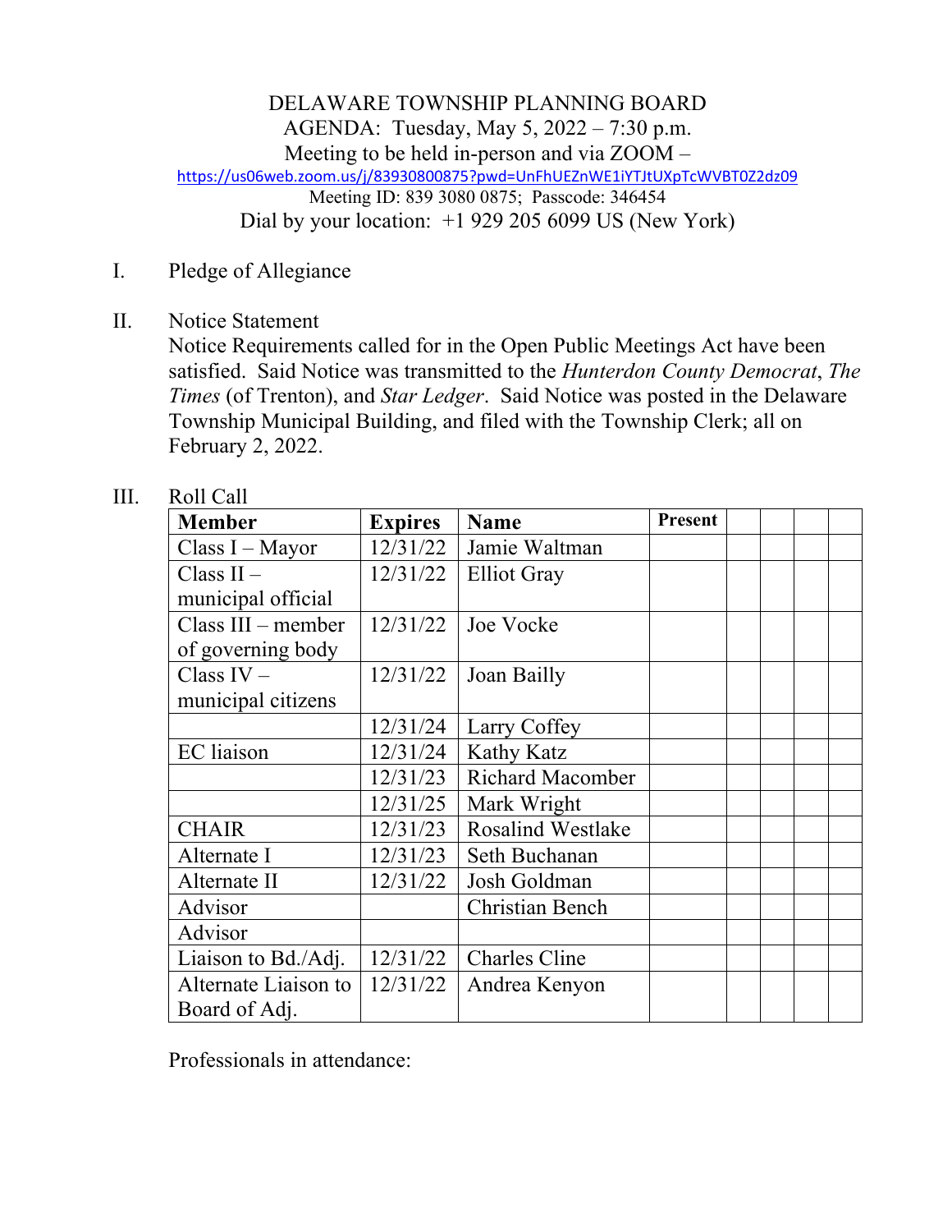DELAWARE TOWNSHIP PLANNING BOARD
AGENDA: Tuesday, May 5, 2022 – 7:30 p.m.
Meeting to be held in-person and via ZOOM –
https://us06web.zoom.us/j/83930800875?pwd=UnFhUEZnWE1iYTJtUXpTcWVBT0Z2dz09
Meeting ID: 839 3080 0875; Passcode: 346454
Dial by your location: +1 929 205 6099 US (New York)

I. Pledge of Allegiance

II. Notice Statement
Notice Requirements called for in the Open Public Meetings Act have been satisfied. Said Notice was transmitted to the *Hunterdon County Democrat*, *The Times* (of Trenton), and *Star Ledger*. Said Notice was posted in the Delaware Township Municipal Building, and filed with the Township Clerk; all on February 2, 2022.

III. Roll Call

| Member | Expires | Name | Present | | | | |
|---|---|---|---|---|---|---|---|
| Class I – Mayor | 12/31/22 | Jamie Waltman | | | | | |
| Class II – municipal official | 12/31/22 | Elliot Gray | | | | | |
| Class III – member of governing body | 12/31/22 | Joe Vocke | | | | | |
| Class IV – municipal citizens | 12/31/22 | Joan Bailly | | | | | |
| | 12/31/24 | Larry Coffey | | | | | |
| EC liaison | 12/31/24 | Kathy Katz | | | | | |
| | 12/31/23 | Richard Macomber | | | | | |
| | 12/31/25 | Mark Wright | | | | | |
| CHAIR | 12/31/23 | Rosalind Westlake | | | | | |
| Alternate I | 12/31/23 | Seth Buchanan | | | | | |
| Alternate II | 12/31/22 | Josh Goldman | | | | | |
| Advisor | | Christian Bench | | | | | |
| Advisor | | | | | | | |
| Liaison to Bd./Adj. | 12/31/22 | Charles Cline | | | | | |
| Alternate Liaison to Board of Adj. | 12/31/22 | Andrea Kenyon | | | | | |

Professionals in attendance: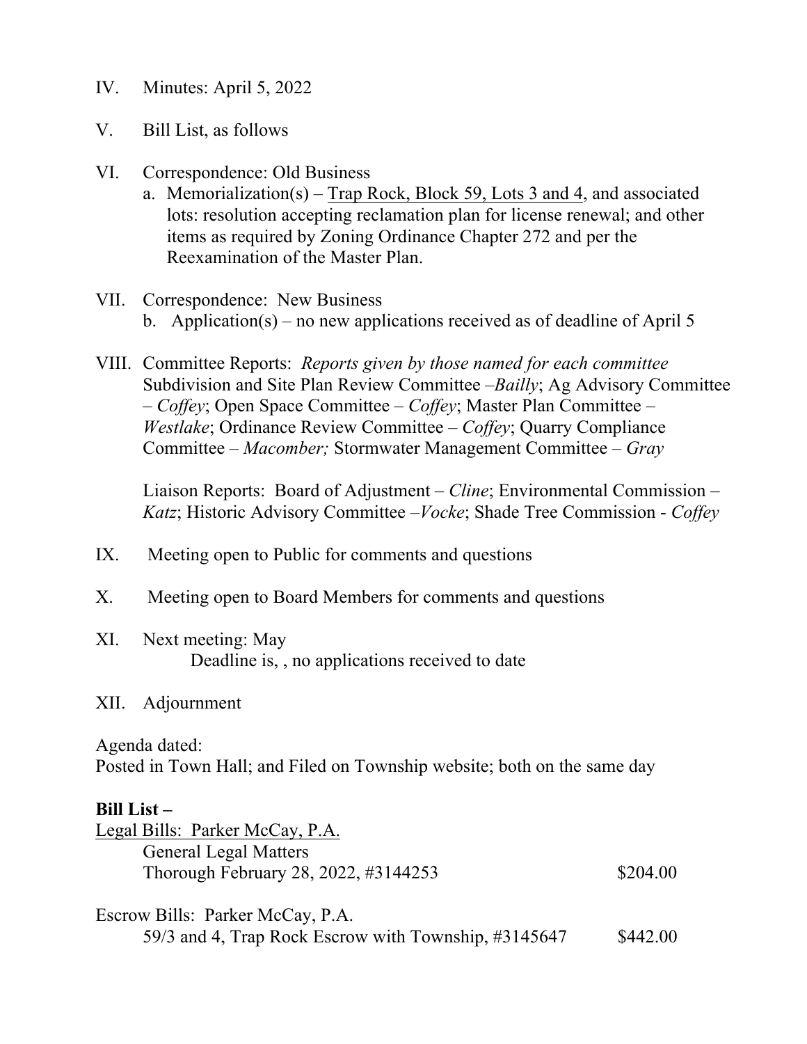IV. Minutes: April 5, 2022

V. Bill List, as follows

VI. Correspondence: Old Business
   a. Memorialization(s) – Trap Rock, Block 59, Lots 3 and 4, and associated lots: resolution accepting reclamation plan for license renewal; and other items as required by Zoning Ordinance Chapter 272 and per the Reexamination of the Master Plan.

VII. Correspondence: New Business
   b. Application(s) – no new applications received as of deadline of April 5

VIII. Committee Reports: *Reports given by those named for each committee*
Subdivision and Site Plan Review Committee –*Bailly*; Ag Advisory Committee – *Coffey*; Open Space Committee – *Coffey*; Master Plan Committee – *Westlake*; Ordinance Review Committee – *Coffey*; Quarry Compliance Committee – *Macomber;* Stormwater Management Committee – *Gray*

Liaison Reports: Board of Adjustment – *Cline*; Environmental Commission – *Katz*; Historic Advisory Committee –*Vocke*; Shade Tree Commission - *Coffey*

IX. Meeting open to Public for comments and questions

X. Meeting open to Board Members for comments and questions

XI. Next meeting: May
   Deadline is, , no applications received to date

XII. Adjournment

Agenda dated:
Posted in Town Hall; and Filed on Township website; both on the same day

**Bill List –**

Legal Bills: Parker McCay, P.A.
   General Legal Matters
   Thorough February 28, 2022, #3144253 $204.00

Escrow Bills: Parker McCay, P.A.
   59/3 and 4, Trap Rock Escrow with Township, #3145647 $442.00